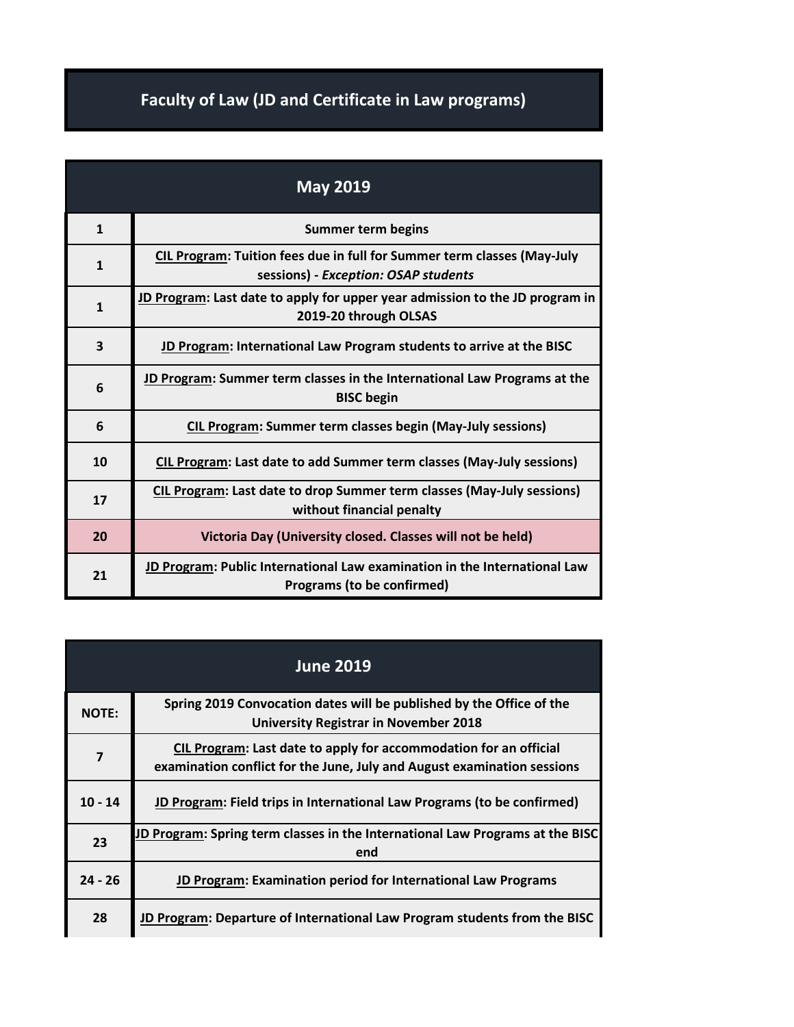# Faculty of Law (JD and Certificate in Law programs)

| May 2019 | |
|---|---|
| 1 | Summer term begins |
| 1 | CIL Program: Tuition fees due in full for Summer term classes (May-July sessions) - *Exception: OSAP students* |
| 1 | JD Program: Last date to apply for upper year admission to the JD program in 2019-20 through OLSAS |
| 3 | JD Program: International Law Program students to arrive at the BISC |
| 6 | JD Program: Summer term classes in the International Law Programs at the BISC begin |
| 6 | CIL Program: Summer term classes begin (May-July sessions) |
| 10 | CIL Program: Last date to add Summer term classes (May-July sessions) |
| 17 | CIL Program: Last date to drop Summer term classes (May-July sessions) without financial penalty |
| 20 | Victoria Day (University closed. Classes will not be held) |
| 21 | JD Program: Public International Law examination in the International Law Programs (to be confirmed) |

| June 2019 | |
|---|---|
| NOTE: | Spring 2019 Convocation dates will be published by the Office of the University Registrar in November 2018 |
| 7 | CIL Program: Last date to apply for accommodation for an official examination conflict for the June, July and August examination sessions |
| 10 - 14 | JD Program: Field trips in International Law Programs (to be confirmed) |
| 23 | JD Program: Spring term classes in the International Law Programs at the BISC end |
| 24 - 26 | JD Program: Examination period for International Law Programs |
| 28 | JD Program: Departure of International Law Program students from the BISC |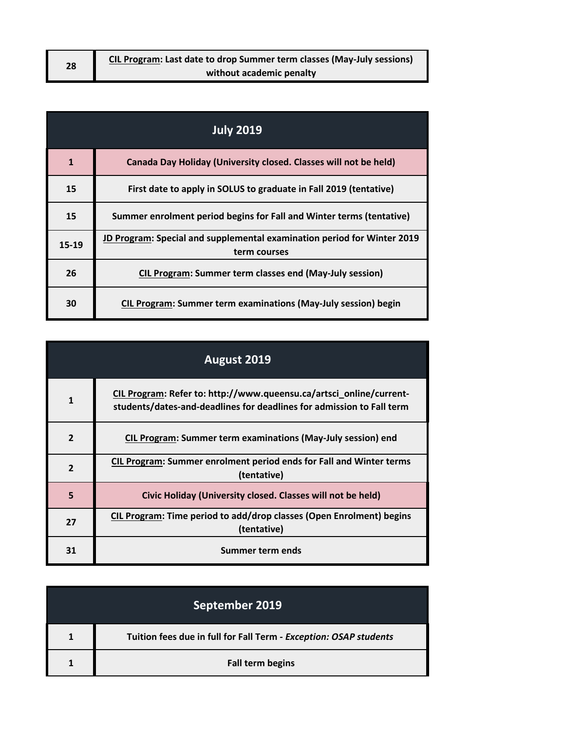| 28 | CIL Program: Last date to drop Summer term classes (May-July sessions) without academic penalty |
|---|---|

| July 2019 | |
|---|---|
| 1 | Canada Day Holiday (University closed. Classes will not be held) |
| 15 | First date to apply in SOLUS to graduate in Fall 2019 (tentative) |
| 15 | Summer enrolment period begins for Fall and Winter terms (tentative) |
| 15-19 | JD Program: Special and supplemental examination period for Winter 2019 term courses |
| 26 | CIL Program: Summer term classes end (May-July session) |
| 30 | CIL Program: Summer term examinations (May-July session) begin |

| August 2019 | |
|---|---|
| 1 | CIL Program: Refer to: http://www.queensu.ca/artsci_online/current-students/dates-and-deadlines for deadlines for admission to Fall term |
| 2 | CIL Program: Summer term examinations (May-July session) end |
| 2 | CIL Program: Summer enrolment period ends for Fall and Winter terms (tentative) |
| 5 | Civic Holiday (University closed. Classes will not be held) |
| 27 | CIL Program: Time period to add/drop classes (Open Enrolment) begins (tentative) |
| 31 | Summer term ends |

| September 2019 | |
|---|---|
| 1 | Tuition fees due in full for Fall Term - *Exception: OSAP students* |
| 1 | Fall term begins |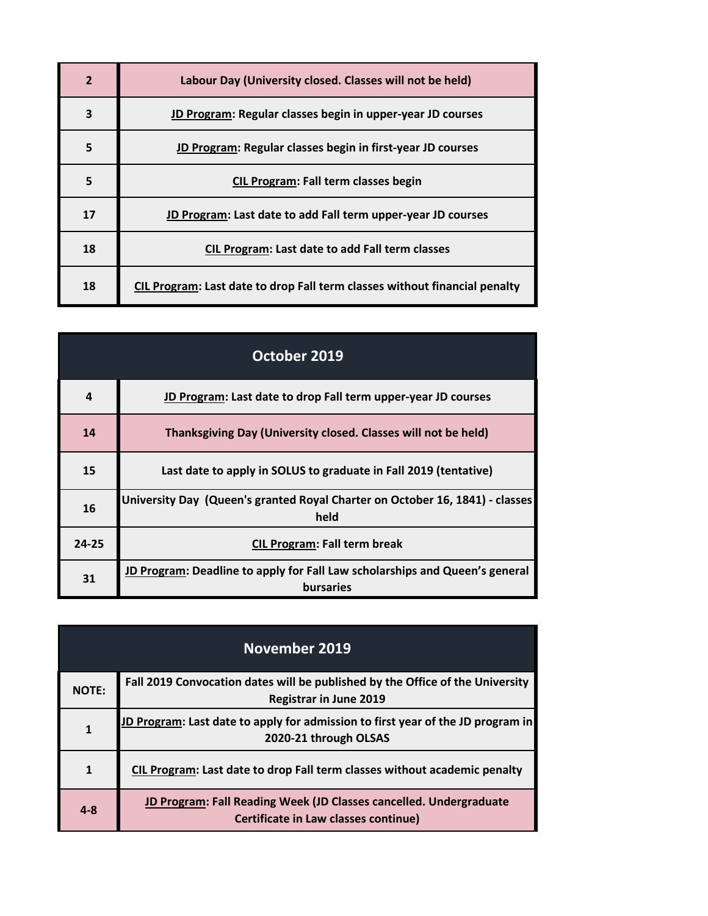| | |
|---|---|
| 2 | **Labour Day (University closed. Classes will not be held)** |
| 3 | **JD Program: Regular classes begin in upper-year JD courses** |
| 5 | **JD Program: Regular classes begin in first-year JD courses** |
| 5 | **CIL Program: Fall term classes begin** |
| 17 | **JD Program: Last date to add Fall term upper-year JD courses** |
| 18 | **CIL Program: Last date to add Fall term classes** |
| 18 | **CIL Program: Last date to drop Fall term classes without financial penalty** |

## October 2019

| | |
|---|---|
| 4 | **JD Program: Last date to drop Fall term upper-year JD courses** |
| 14 | **Thanksgiving Day (University closed. Classes will not be held)** |
| 15 | **Last date to apply in SOLUS to graduate in Fall 2019 (tentative)** |
| 16 | **University Day (Queen's granted Royal Charter on October 16, 1841) - classes held** |
| 24-25 | **CIL Program: Fall term break** |
| 31 | **JD Program: Deadline to apply for Fall Law scholarships and Queen's general bursaries** |

## November 2019

| | |
|---|---|
| NOTE: | **Fall 2019 Convocation dates will be published by the Office of the University Registrar in June 2019** |
| 1 | **JD Program: Last date to apply for admission to first year of the JD program in 2020-21 through OLSAS** |
| 1 | **CIL Program: Last date to drop Fall term classes without academic penalty** |
| 4-8 | **JD Program: Fall Reading Week (JD Classes cancelled. Undergraduate Certificate in Law classes continue)** |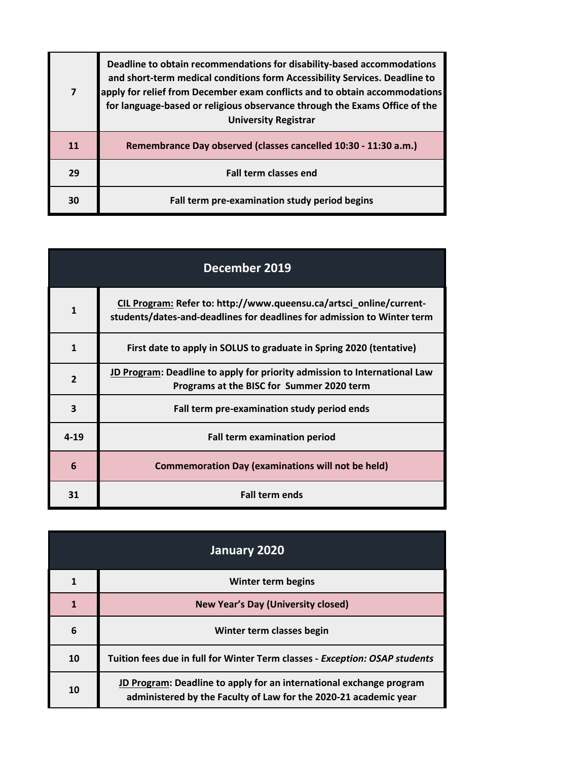| | |
|---|---|
| 7 | **Deadline to obtain recommendations for disability-based accommodations and short-term medical conditions form Accessibility Services. Deadline to apply for relief from December exam conflicts and to obtain accommodations for language-based or religious observance through the Exams Office of the University Registrar** |
| 11 | **Remembrance Day observed (classes cancelled 10:30 - 11:30 a.m.)** |
| 29 | **Fall term classes end** |
| 30 | **Fall term pre-examination study period begins** |

| December 2019 | |
|---|---|
| 1 | **CIL Program: Refer to: http://www.queensu.ca/artsci_online/current-students/dates-and-deadlines for deadlines for admission to Winter term** |
| 1 | **First date to apply in SOLUS to graduate in Spring 2020 (tentative)** |
| 2 | **JD Program: Deadline to apply for priority admission to International Law Programs at the BISC for Summer 2020 term** |
| 3 | **Fall term pre-examination study period ends** |
| 4-19 | **Fall term examination period** |
| 6 | **Commemoration Day (examinations will not be held)** |
| 31 | **Fall term ends** |

| January 2020 | |
|---|---|
| 1 | **Winter term begins** |
| 1 | **New Year's Day (University closed)** |
| 6 | **Winter term classes begin** |
| 10 | **Tuition fees due in full for Winter Term classes - *Exception: OSAP students*** |
| 10 | **JD Program: Deadline to apply for an international exchange program administered by the Faculty of Law for the 2020-21 academic year** |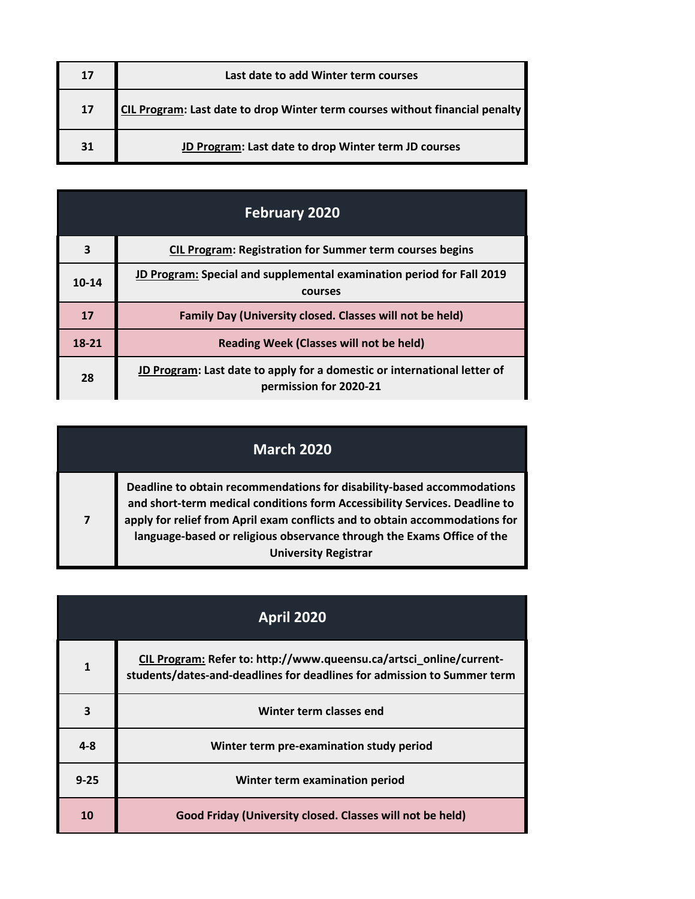| | |
|---|---|
| 17 | Last date to add Winter term courses |
| 17 | CIL Program: Last date to drop Winter term courses without financial penalty |
| 31 | JD Program: Last date to drop Winter term JD courses |

## February 2020

| | |
|---|---|
| 3 | CIL Program: Registration for Summer term courses begins |
| 10-14 | JD Program: Special and supplemental examination period for Fall 2019 courses |
| 17 | Family Day (University closed. Classes will not be held) |
| 18-21 | Reading Week (Classes will not be held) |
| 28 | JD Program: Last date to apply for a domestic or international letter of permission for 2020-21 |

## March 2020

| | |
|---|---|
| 7 | Deadline to obtain recommendations for disability-based accommodations and short-term medical conditions form Accessibility Services. Deadline to apply for relief from April exam conflicts and to obtain accommodations for language-based or religious observance through the Exams Office of the University Registrar |

## April 2020

| | |
|---|---|
| 1 | CIL Program: Refer to: http://www.queensu.ca/artsci_online/current-students/dates-and-deadlines for deadlines for admission to Summer term |
| 3 | Winter term classes end |
| 4-8 | Winter term pre-examination study period |
| 9-25 | Winter term examination period |
| 10 | Good Friday (University closed. Classes will not be held) |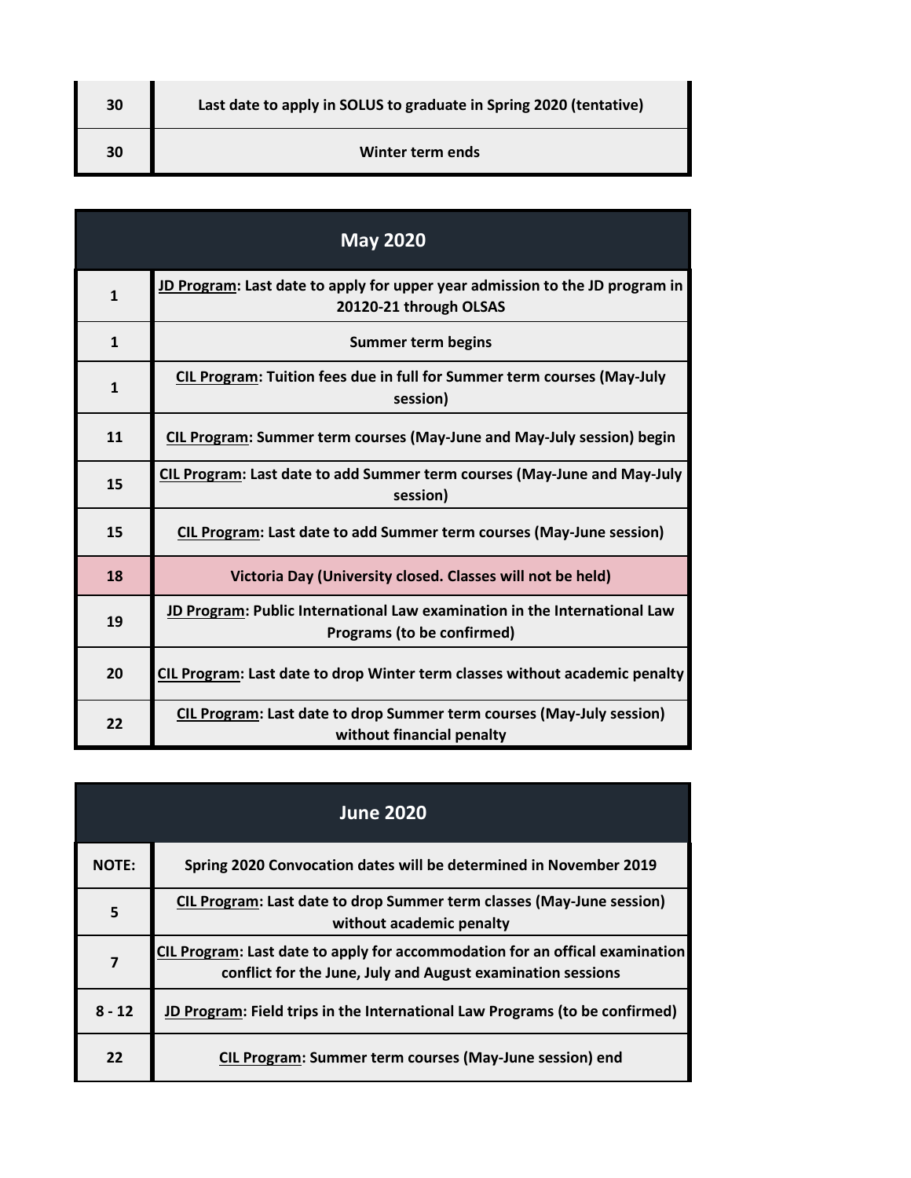| | |
|---|---|
| 30 | Last date to apply in SOLUS to graduate in Spring 2020 (tentative) |
| 30 | Winter term ends |

## May 2020

| | |
|---|---|
| 1 | JD Program: Last date to apply for upper year admission to the JD program in 20120-21 through OLSAS |
| 1 | Summer term begins |
| 1 | CIL Program: Tuition fees due in full for Summer term courses (May-July session) |
| 11 | CIL Program: Summer term courses (May-June and May-July session) begin |
| 15 | CIL Program: Last date to add Summer term courses (May-June and May-July session) |
| 15 | CIL Program: Last date to add Summer term courses (May-June session) |
| 18 | Victoria Day (University closed. Classes will not be held) |
| 19 | JD Program: Public International Law examination in the International Law Programs (to be confirmed) |
| 20 | CIL Program: Last date to drop Winter term classes without academic penalty |
| 22 | CIL Program: Last date to drop Summer term courses (May-July session) without financial penalty |

## June 2020

| | |
|---|---|
| NOTE: | Spring 2020 Convocation dates will be determined in November 2019 |
| 5 | CIL Program: Last date to drop Summer term classes (May-June session) without academic penalty |
| 7 | CIL Program: Last date to apply for accommodation for an offical examination conflict for the June, July and August examination sessions |
| 8 - 12 | JD Program: Field trips in the International Law Programs (to be confirmed) |
| 22 | CIL Program: Summer term courses (May-June session) end |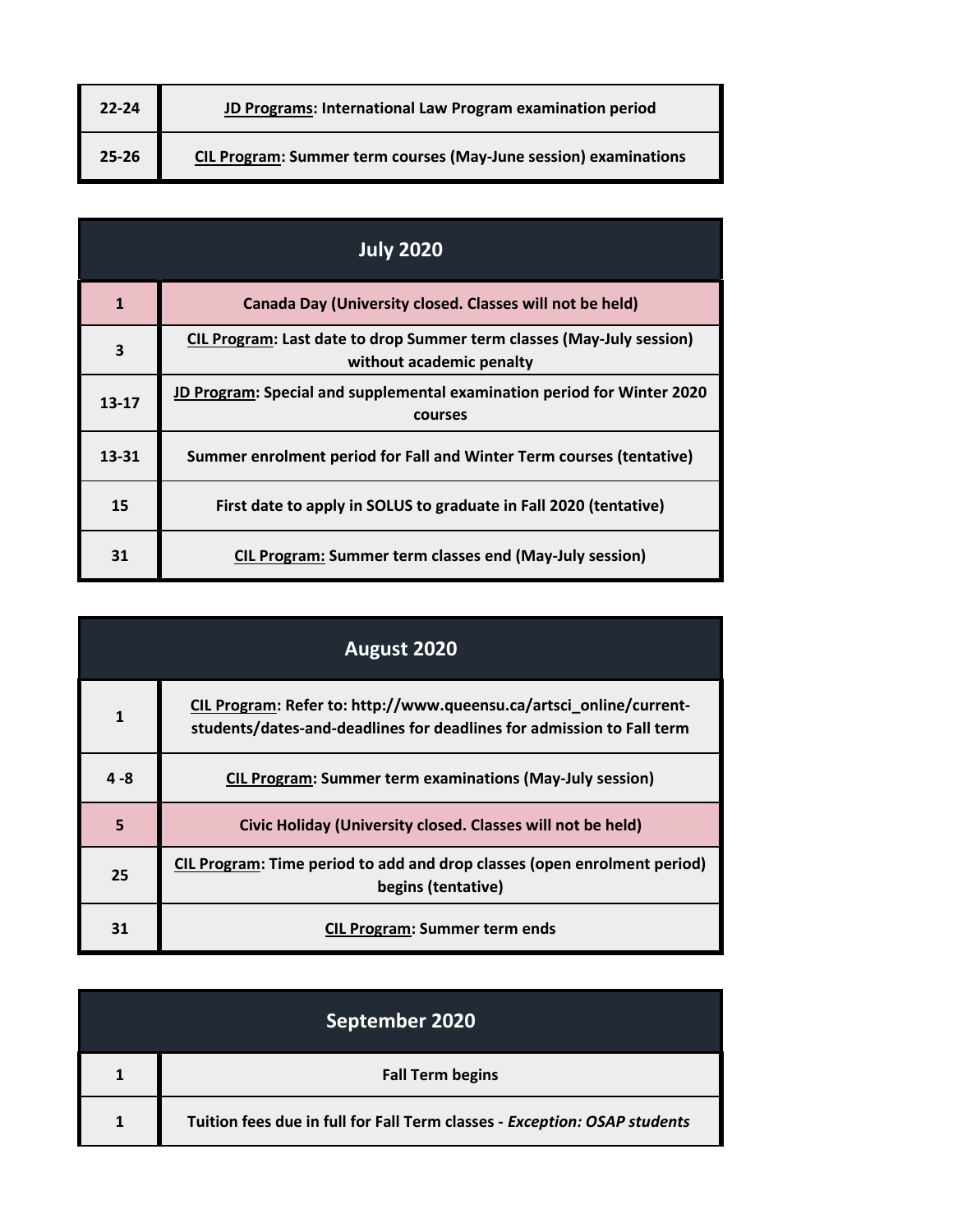| | |
|---|---|
| 22-24 | **JD Programs: International Law Program examination period** |
| 25-26 | **CIL Program: Summer term courses (May-June session) examinations** |

## July 2020

| | |
|---|---|
| 1 | **Canada Day (University closed. Classes will not be held)** |
| 3 | **CIL Program: Last date to drop Summer term classes (May-July session) without academic penalty** |
| 13-17 | **JD Program: Special and supplemental examination period for Winter 2020 courses** |
| 13-31 | **Summer enrolment period for Fall and Winter Term courses (tentative)** |
| 15 | **First date to apply in SOLUS to graduate in Fall 2020 (tentative)** |
| 31 | **CIL Program: Summer term classes end (May-July session)** |

## August 2020

| | |
|---|---|
| 1 | **CIL Program: Refer to: http://www.queensu.ca/artsci_online/current-students/dates-and-deadlines for deadlines for admission to Fall term** |
| 4 -8 | **CIL Program: Summer term examinations (May-July session)** |
| 5 | **Civic Holiday (University closed. Classes will not be held)** |
| 25 | **CIL Program: Time period to add and drop classes (open enrolment period) begins (tentative)** |
| 31 | **CIL Program: Summer term ends** |

## September 2020

| | |
|---|---|
| 1 | **Fall Term begins** |
| 1 | **Tuition fees due in full for Fall Term classes - *Exception: OSAP students*** |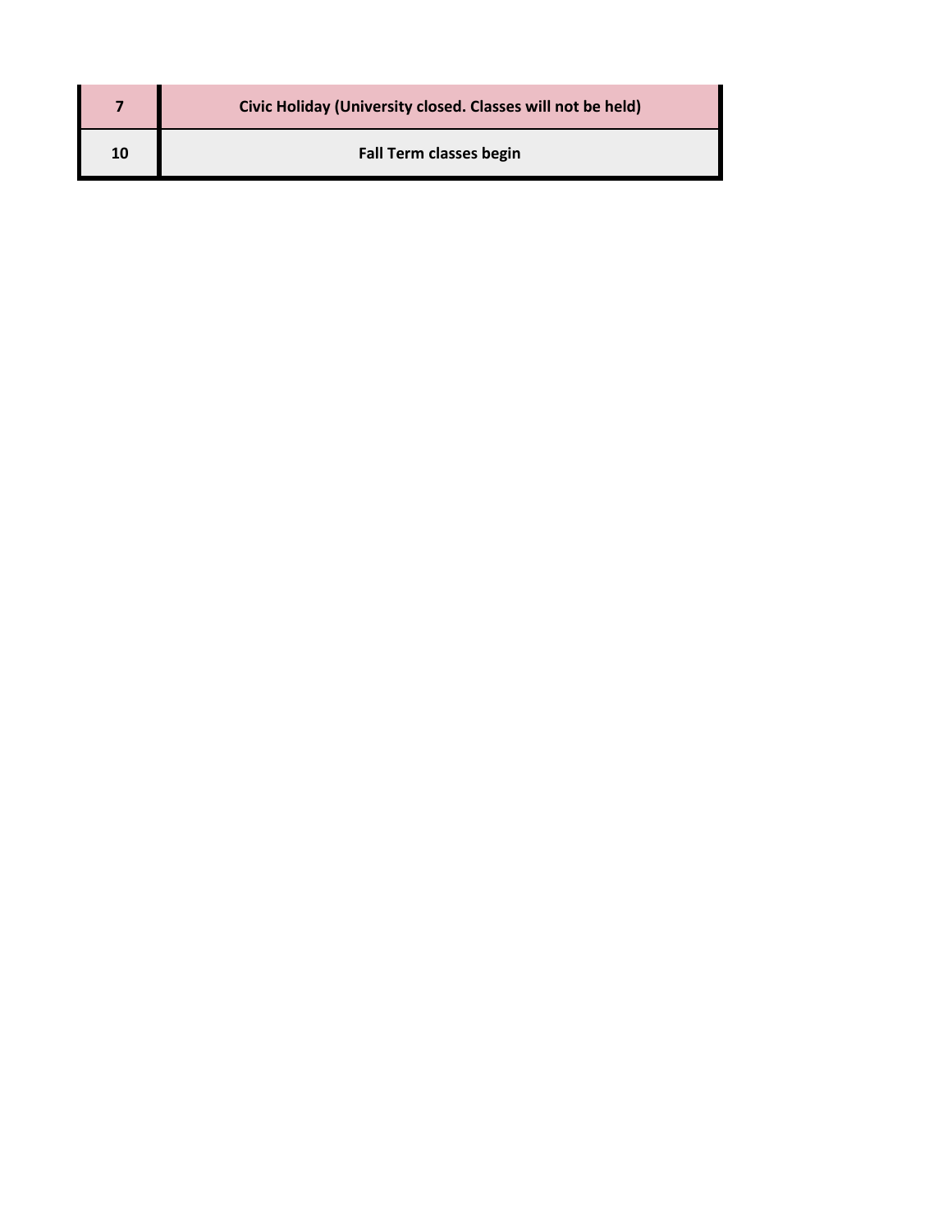| | |
|---|---|
| **7** | **Civic Holiday (University closed. Classes will not be held)** |
| **10** | **Fall Term classes begin** |